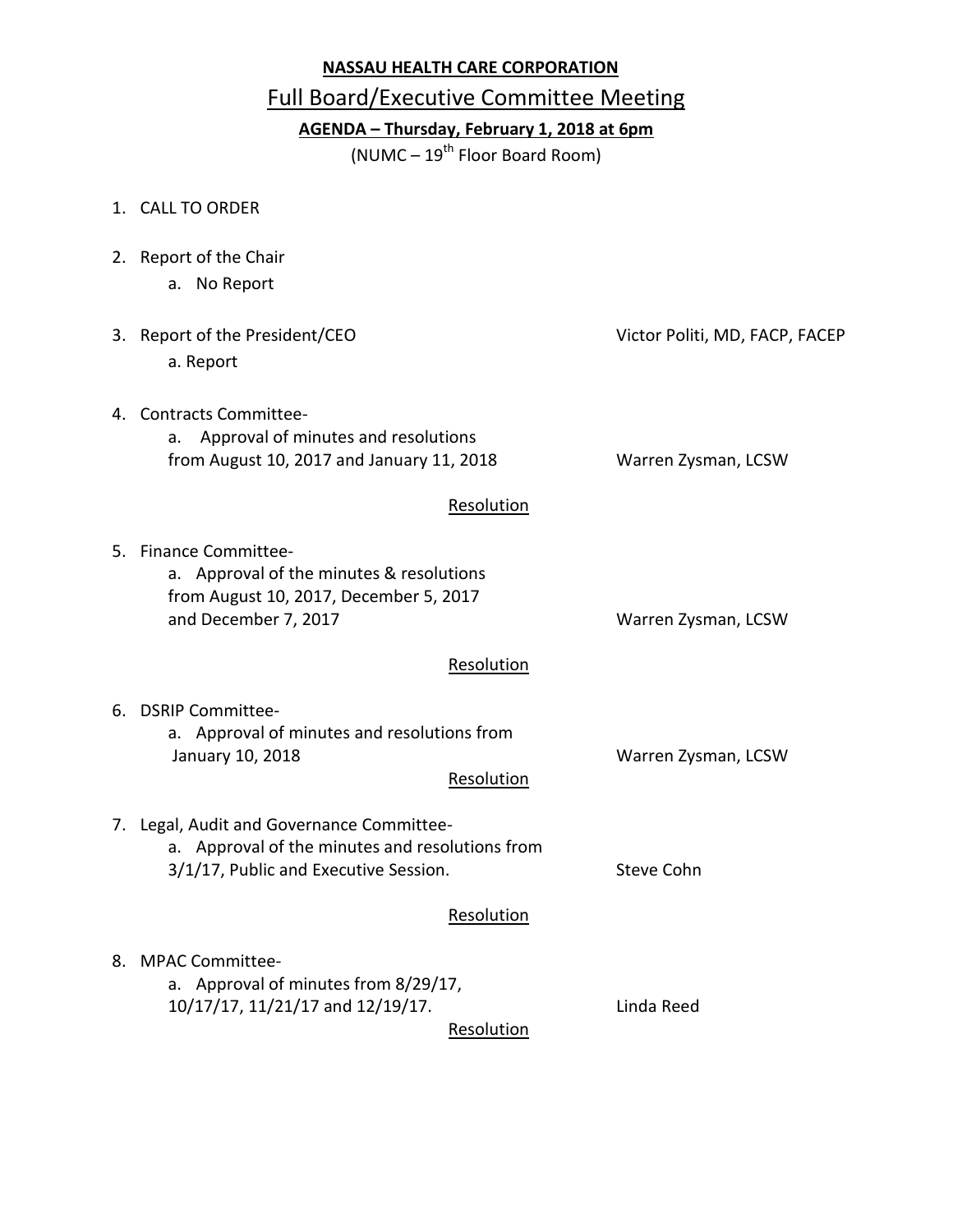**NASSAU HEALTH CARE CORPORATION**

# Full Board/Executive Committee Meeting

**AGENDA – Thursday, February 1, 2018 at 6pm**

(NUMC – 19th Floor Board Room)

1. CALL TO ORDER

2. Report of the Chair
   a. No Report

3. Report of the President/CEO — Victor Politi, MD, FACP, FACEP
   a. Report

4. Contracts Committee-
   a. Approval of minutes and resolutions from August 10, 2017 and January 11, 2018 — Warren Zysman, LCSW

   Resolution

5. Finance Committee-
   a. Approval of the minutes & resolutions from August 10, 2017, December 5, 2017 and December 7, 2017 — Warren Zysman, LCSW

   Resolution

6. DSRIP Committee-
   a. Approval of minutes and resolutions from January 10, 2018 — Warren Zysman, LCSW

   Resolution

7. Legal, Audit and Governance Committee-
   a. Approval of the minutes and resolutions from 3/1/17, Public and Executive Session. — Steve Cohn

   Resolution

8. MPAC Committee-
   a. Approval of minutes from 8/29/17, 10/17/17, 11/21/17 and 12/19/17. — Linda Reed

   Resolution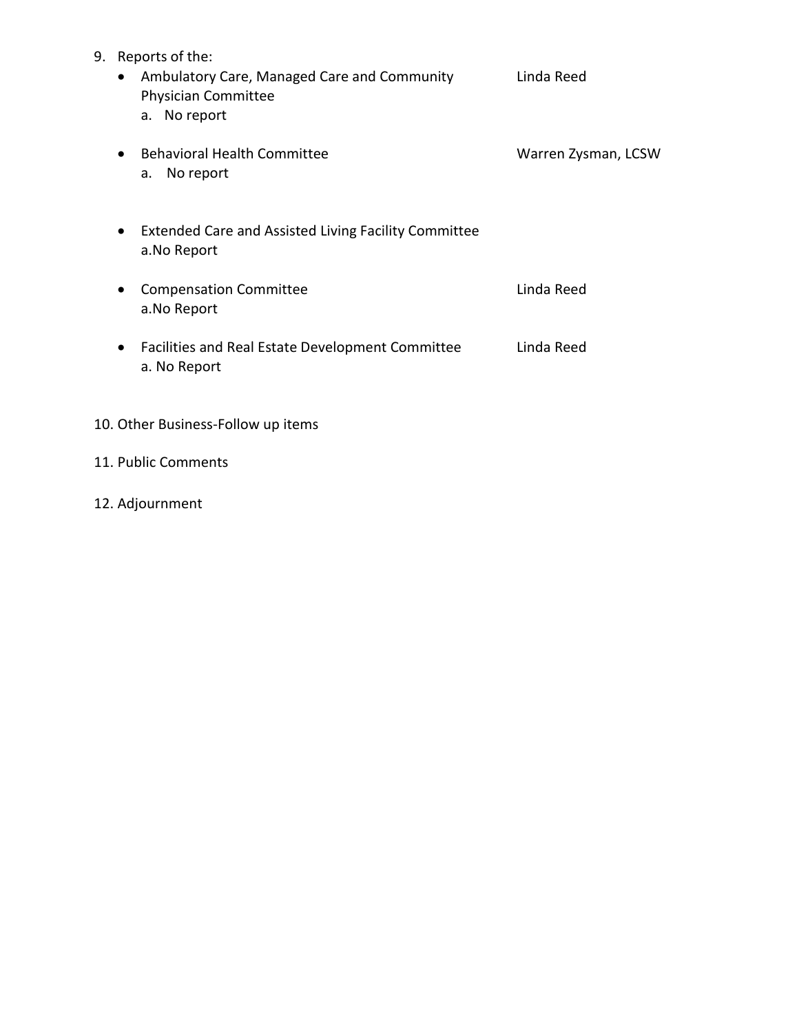9. Reports of the:
   - Ambulatory Care, Managed Care and Community Physician Committee — Linda Reed
     a. No report
   - Behavioral Health Committee — Warren Zysman, LCSW
     a. No report
   - Extended Care and Assisted Living Facility Committee
     a.No Report
   - Compensation Committee — Linda Reed
     a.No Report
   - Facilities and Real Estate Development Committee — Linda Reed
     a. No Report

10. Other Business-Follow up items

11. Public Comments

12. Adjournment